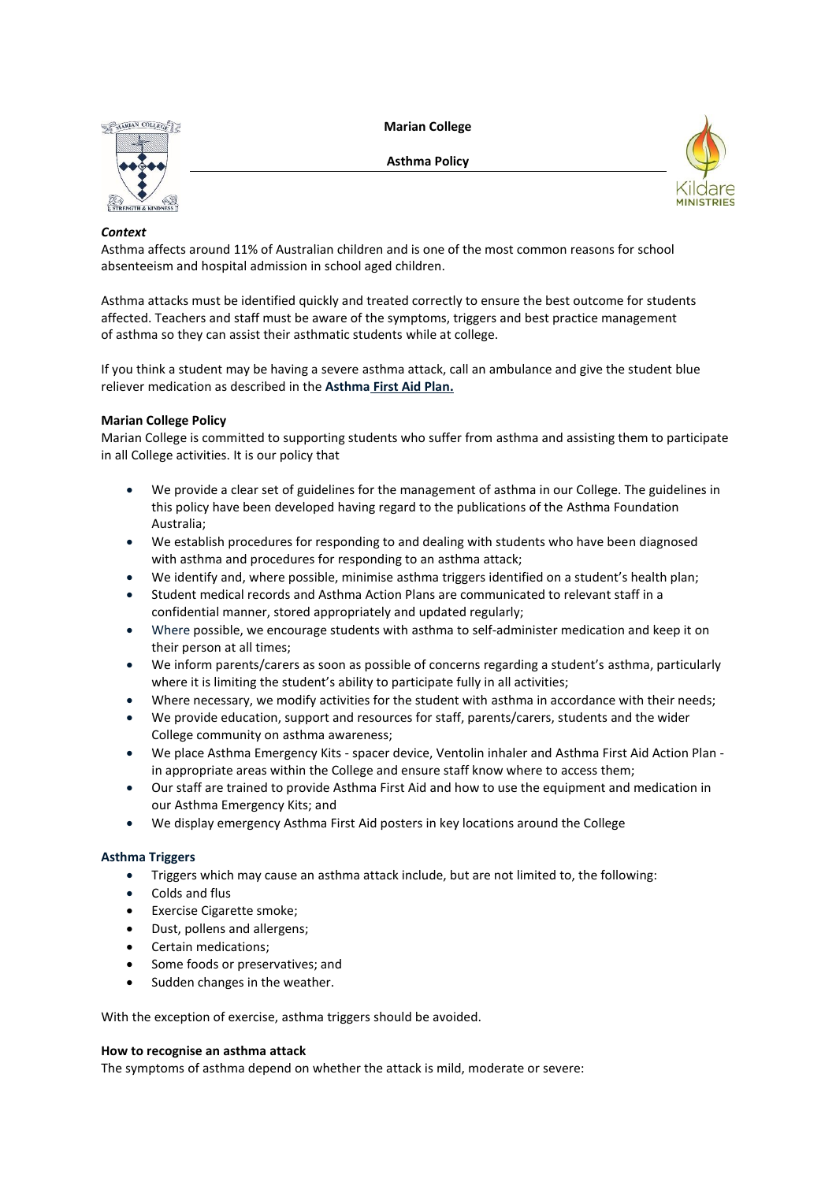# Marian College

## Asthma Policy

***Context***

Asthma affects around 11% of Australian children and is one of the most common reasons for school absenteeism and hospital admission in school aged children.

Asthma attacks must be identified quickly and treated correctly to ensure the best outcome for students affected. Teachers and staff must be aware of the symptoms, triggers and best practice management of asthma so they can assist their asthmatic students while at college.

If you think a student may be having a severe asthma attack, call an ambulance and give the student blue reliever medication as described in the **Asthma First Aid Plan.**

**Marian College Policy**

Marian College is committed to supporting students who suffer from asthma and assisting them to participate in all College activities. It is our policy that

- We provide a clear set of guidelines for the management of asthma in our College. The guidelines in this policy have been developed having regard to the publications of the Asthma Foundation Australia;
- We establish procedures for responding to and dealing with students who have been diagnosed with asthma and procedures for responding to an asthma attack;
- We identify and, where possible, minimise asthma triggers identified on a student's health plan;
- Student medical records and Asthma Action Plans are communicated to relevant staff in a confidential manner, stored appropriately and updated regularly;
- Where possible, we encourage students with asthma to self-administer medication and keep it on their person at all times;
- We inform parents/carers as soon as possible of concerns regarding a student's asthma, particularly where it is limiting the student's ability to participate fully in all activities;
- Where necessary, we modify activities for the student with asthma in accordance with their needs;
- We provide education, support and resources for staff, parents/carers, students and the wider College community on asthma awareness;
- We place Asthma Emergency Kits - spacer device, Ventolin inhaler and Asthma First Aid Action Plan - in appropriate areas within the College and ensure staff know where to access them;
- Our staff are trained to provide Asthma First Aid and how to use the equipment and medication in our Asthma Emergency Kits; and
- We display emergency Asthma First Aid posters in key locations around the College

**Asthma Triggers**

- Triggers which may cause an asthma attack include, but are not limited to, the following:
- Colds and flus
- Exercise Cigarette smoke;
- Dust, pollens and allergens;
- Certain medications;
- Some foods or preservatives; and
- Sudden changes in the weather.

With the exception of exercise, asthma triggers should be avoided.

**How to recognise an asthma attack**

The symptoms of asthma depend on whether the attack is mild, moderate or severe: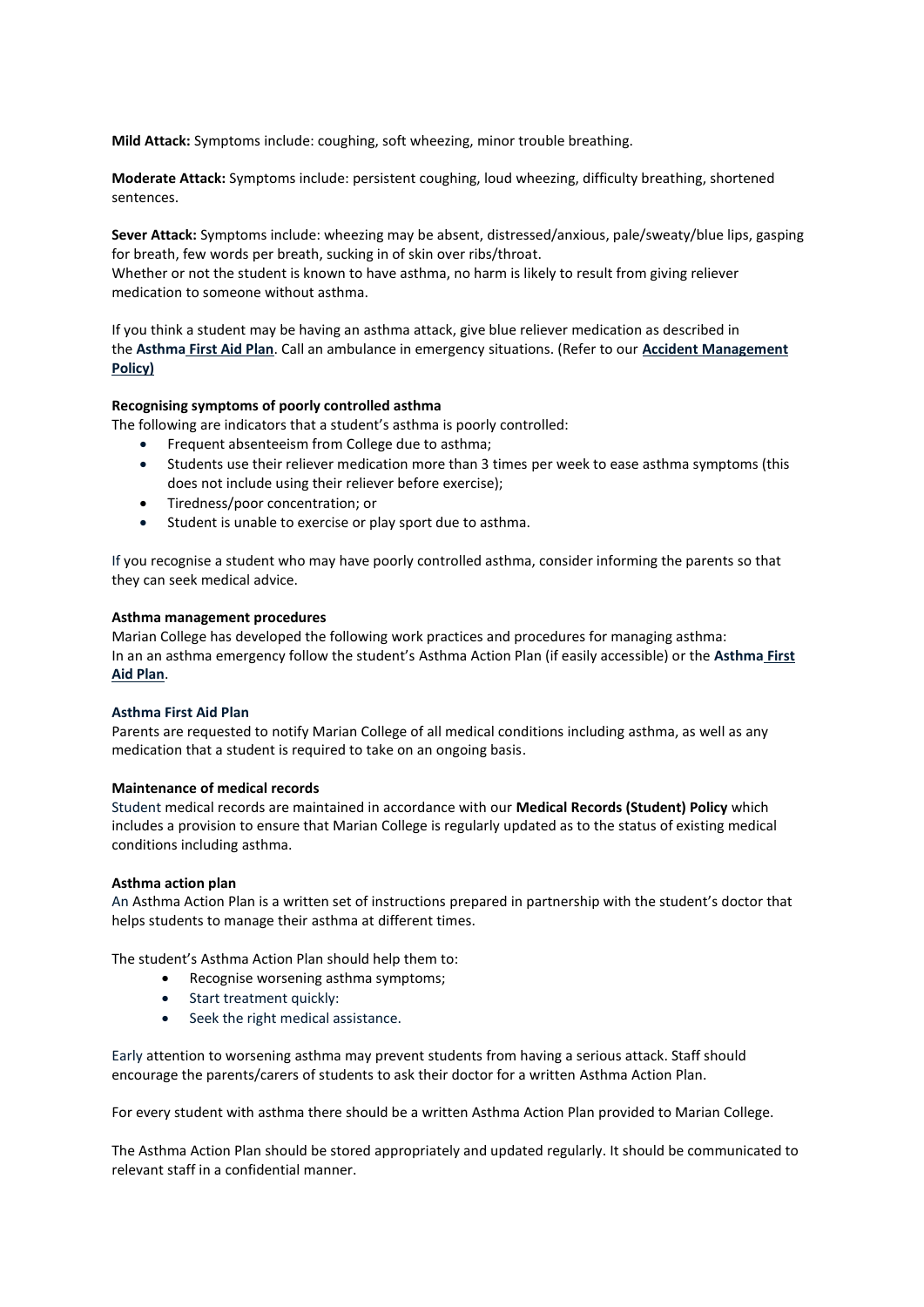**Mild Attack:** Symptoms include: coughing, soft wheezing, minor trouble breathing.

**Moderate Attack:** Symptoms include: persistent coughing, loud wheezing, difficulty breathing, shortened sentences.

**Sever Attack:** Symptoms include: wheezing may be absent, distressed/anxious, pale/sweaty/blue lips, gasping for breath, few words per breath, sucking in of skin over ribs/throat.
Whether or not the student is known to have asthma, no harm is likely to result from giving reliever medication to someone without asthma.

If you think a student may be having an asthma attack, give blue reliever medication as described in the **Asthma First Aid Plan**. Call an ambulance in emergency situations. (Refer to our **Accident Management Policy)**

**Recognising symptoms of poorly controlled asthma**
The following are indicators that a student's asthma is poorly controlled:

- Frequent absenteeism from College due to asthma;
- Students use their reliever medication more than 3 times per week to ease asthma symptoms (this does not include using their reliever before exercise);
- Tiredness/poor concentration; or
- Student is unable to exercise or play sport due to asthma.

If you recognise a student who may have poorly controlled asthma, consider informing the parents so that they can seek medical advice.

**Asthma management procedures**
Marian College has developed the following work practices and procedures for managing asthma:
In an an asthma emergency follow the student's Asthma Action Plan (if easily accessible) or the **Asthma First Aid Plan**.

**Asthma First Aid Plan**
Parents are requested to notify Marian College of all medical conditions including asthma, as well as any medication that a student is required to take on an ongoing basis.

**Maintenance of medical records**
Student medical records are maintained in accordance with our **Medical Records (Student) Policy** which includes a provision to ensure that Marian College is regularly updated as to the status of existing medical conditions including asthma.

**Asthma action plan**
An Asthma Action Plan is a written set of instructions prepared in partnership with the student's doctor that helps students to manage their asthma at different times.

The student's Asthma Action Plan should help them to:

- Recognise worsening asthma symptoms;
- Start treatment quickly:
- Seek the right medical assistance.

Early attention to worsening asthma may prevent students from having a serious attack. Staff should encourage the parents/carers of students to ask their doctor for a written Asthma Action Plan.

For every student with asthma there should be a written Asthma Action Plan provided to Marian College.

The Asthma Action Plan should be stored appropriately and updated regularly. It should be communicated to relevant staff in a confidential manner.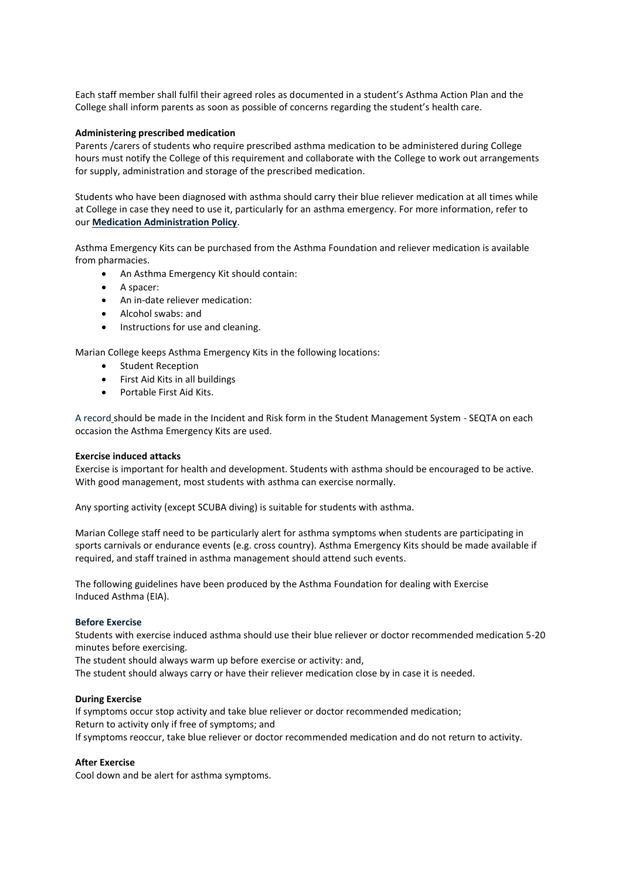Each staff member shall fulfil their agreed roles as documented in a student's Asthma Action Plan and the College shall inform parents as soon as possible of concerns regarding the student's health care.

**Administering prescribed medication**

Parents /carers of students who require prescribed asthma medication to be administered during College hours must notify the College of this requirement and collaborate with the College to work out arrangements for supply, administration and storage of the prescribed medication.

Students who have been diagnosed with asthma should carry their blue reliever medication at all times while at College in case they need to use it, particularly for an asthma emergency. For more information, refer to our **Medication Administration Policy**.

Asthma Emergency Kits can be purchased from the Asthma Foundation and reliever medication is available from pharmacies.

- An Asthma Emergency Kit should contain:
- A spacer:
- An in-date reliever medication:
- Alcohol swabs: and
- Instructions for use and cleaning.

Marian College keeps Asthma Emergency Kits in the following locations:

- Student Reception
- First Aid Kits in all buildings
- Portable First Aid Kits.

A record should be made in the Incident and Risk form in the Student Management System - SEQTA on each occasion the Asthma Emergency Kits are used.

**Exercise induced attacks**

Exercise is important for health and development. Students with asthma should be encouraged to be active. With good management, most students with asthma can exercise normally.

Any sporting activity (except SCUBA diving) is suitable for students with asthma.

Marian College staff need to be particularly alert for asthma symptoms when students are participating in sports carnivals or endurance events (e.g. cross country). Asthma Emergency Kits should be made available if required, and staff trained in asthma management should attend such events.

The following guidelines have been produced by the Asthma Foundation for dealing with Exercise Induced Asthma (EIA).

**Before Exercise**

Students with exercise induced asthma should use their blue reliever or doctor recommended medication 5-20 minutes before exercising.
The student should always warm up before exercise or activity: and,
The student should always carry or have their reliever medication close by in case it is needed.

**During Exercise**

If symptoms occur stop activity and take blue reliever or doctor recommended medication;
Return to activity only if free of symptoms; and
If symptoms reoccur, take blue reliever or doctor recommended medication and do not return to activity.

**After Exercise**

Cool down and be alert for asthma symptoms.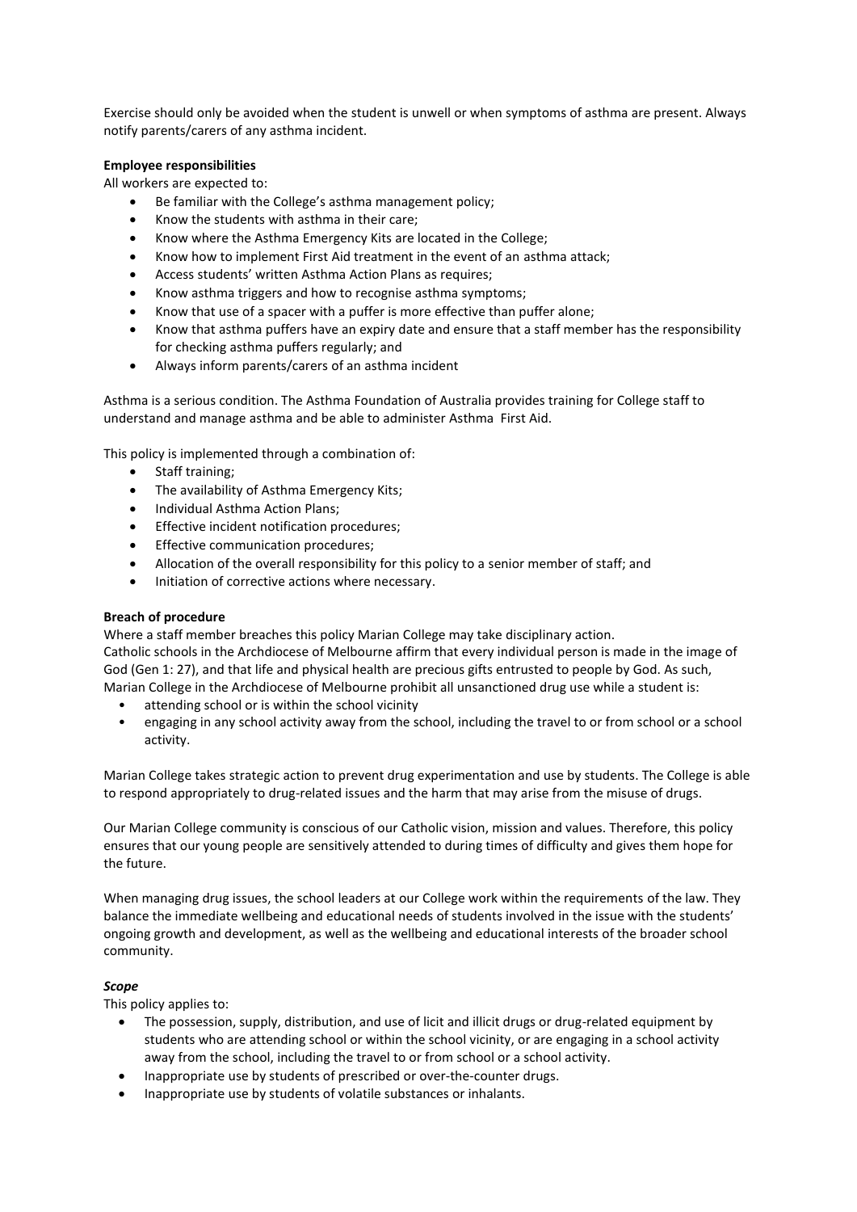Exercise should only be avoided when the student is unwell or when symptoms of asthma are present. Always notify parents/carers of any asthma incident.

**Employee responsibilities**

All workers are expected to:

- Be familiar with the College's asthma management policy;
- Know the students with asthma in their care;
- Know where the Asthma Emergency Kits are located in the College;
- Know how to implement First Aid treatment in the event of an asthma attack;
- Access students' written Asthma Action Plans as requires;
- Know asthma triggers and how to recognise asthma symptoms;
- Know that use of a spacer with a puffer is more effective than puffer alone;
- Know that asthma puffers have an expiry date and ensure that a staff member has the responsibility for checking asthma puffers regularly; and
- Always inform parents/carers of an asthma incident

Asthma is a serious condition. The Asthma Foundation of Australia provides training for College staff to understand and manage asthma and be able to administer Asthma First Aid.

This policy is implemented through a combination of:

- Staff training;
- The availability of Asthma Emergency Kits;
- Individual Asthma Action Plans;
- Effective incident notification procedures;
- Effective communication procedures;
- Allocation of the overall responsibility for this policy to a senior member of staff; and
- Initiation of corrective actions where necessary.

**Breach of procedure**

Where a staff member breaches this policy Marian College may take disciplinary action.
Catholic schools in the Archdiocese of Melbourne affirm that every individual person is made in the image of God (Gen 1: 27), and that life and physical health are precious gifts entrusted to people by God. As such, Marian College in the Archdiocese of Melbourne prohibit all unsanctioned drug use while a student is:

- attending school or is within the school vicinity
- engaging in any school activity away from the school, including the travel to or from school or a school activity.

Marian College takes strategic action to prevent drug experimentation and use by students. The College is able to respond appropriately to drug-related issues and the harm that may arise from the misuse of drugs.

Our Marian College community is conscious of our Catholic vision, mission and values. Therefore, this policy ensures that our young people are sensitively attended to during times of difficulty and gives them hope for the future.

When managing drug issues, the school leaders at our College work within the requirements of the law. They balance the immediate wellbeing and educational needs of students involved in the issue with the students' ongoing growth and development, as well as the wellbeing and educational interests of the broader school community.

***Scope***

This policy applies to:

- The possession, supply, distribution, and use of licit and illicit drugs or drug-related equipment by students who are attending school or within the school vicinity, or are engaging in a school activity away from the school, including the travel to or from school or a school activity.
- Inappropriate use by students of prescribed or over-the-counter drugs.
- Inappropriate use by students of volatile substances or inhalants.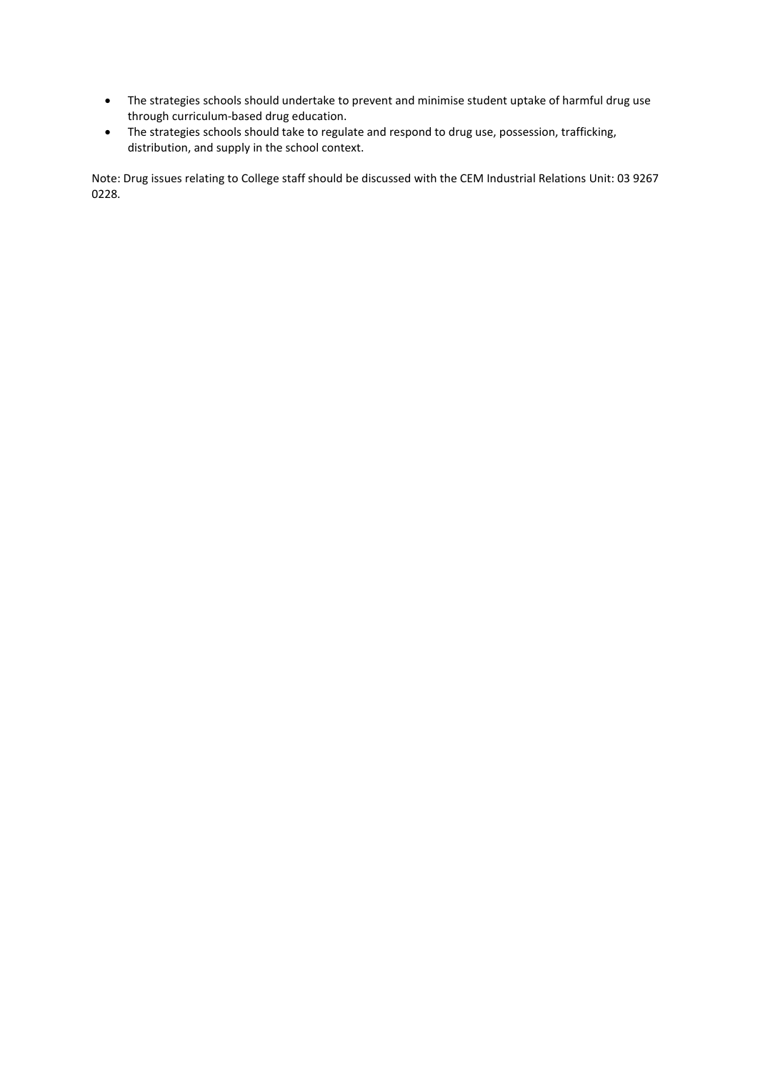- The strategies schools should undertake to prevent and minimise student uptake of harmful drug use through curriculum-based drug education.
- The strategies schools should take to regulate and respond to drug use, possession, trafficking, distribution, and supply in the school context.

Note: Drug issues relating to College staff should be discussed with the CEM Industrial Relations Unit: 03 9267 0228.